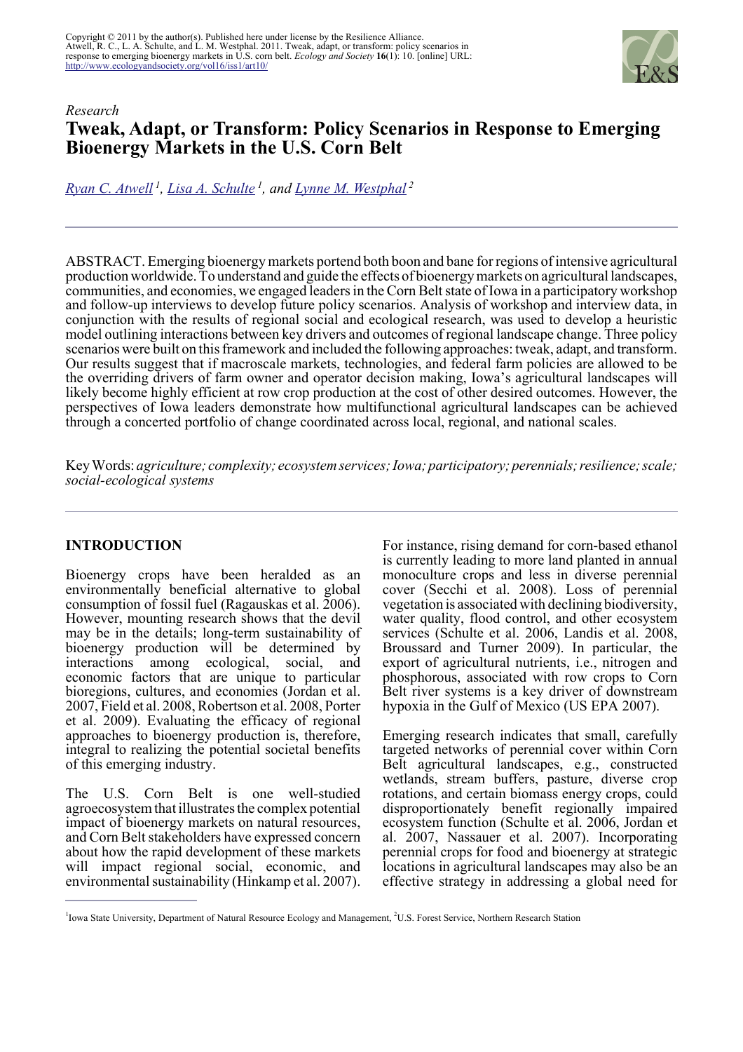Copyright © 2011 by the author(s). Published here under license by the Resilience Alliance.
Atwell, R. C., L. A. Schulte, and L. M. Westphal. 2011. Tweak, adapt, or transform: policy scenarios in response to emerging bioenergy markets in U.S. corn belt. *Ecology and Society* **16**(1): 10. [online] URL: http://www.ecologyandsociety.org/vol16/iss1/art10/

*Research*

# Tweak, Adapt, or Transform: Policy Scenarios in Response to Emerging Bioenergy Markets in the U.S. Corn Belt

Ryan C. Atwell [1], Lisa A. Schulte [1], and Lynne M. Westphal [2]

ABSTRACT. Emerging bioenergy markets portend both boon and bane for regions of intensive agricultural production worldwide. To understand and guide the effects of bioenergy markets on agricultural landscapes, communities, and economies, we engaged leaders in the Corn Belt state of Iowa in a participatory workshop and follow-up interviews to develop future policy scenarios. Analysis of workshop and interview data, in conjunction with the results of regional social and ecological research, was used to develop a heuristic model outlining interactions between key drivers and outcomes of regional landscape change. Three policy scenarios were built on this framework and included the following approaches: tweak, adapt, and transform. Our results suggest that if macroscale markets, technologies, and federal farm policies are allowed to be the overriding drivers of farm owner and operator decision making, Iowa's agricultural landscapes will likely become highly efficient at row crop production at the cost of other desired outcomes. However, the perspectives of Iowa leaders demonstrate how multifunctional agricultural landscapes can be achieved through a concerted portfolio of change coordinated across local, regional, and national scales.

Key Words: *agriculture; complexity; ecosystem services; Iowa; participatory; perennials; resilience; scale; social-ecological systems*

## INTRODUCTION

Bioenergy crops have been heralded as an environmentally beneficial alternative to global consumption of fossil fuel (Ragauskas et al. 2006). However, mounting research shows that the devil may be in the details; long-term sustainability of bioenergy production will be determined by interactions among ecological, social, and economic factors that are unique to particular bioregions, cultures, and economies (Jordan et al. 2007, Field et al. 2008, Robertson et al. 2008, Porter et al. 2009). Evaluating the efficacy of regional approaches to bioenergy production is, therefore, integral to realizing the potential societal benefits of this emerging industry.

The U.S. Corn Belt is one well-studied agroecosystem that illustrates the complex potential impact of bioenergy markets on natural resources, and Corn Belt stakeholders have expressed concern about how the rapid development of these markets will impact regional social, economic, and environmental sustainability (Hinkamp et al. 2007). For instance, rising demand for corn-based ethanol is currently leading to more land planted in annual monoculture crops and less in diverse perennial cover (Secchi et al. 2008). Loss of perennial vegetation is associated with declining biodiversity, water quality, flood control, and other ecosystem services (Schulte et al. 2006, Landis et al. 2008, Broussard and Turner 2009). In particular, the export of agricultural nutrients, i.e., nitrogen and phosphorous, associated with row crops to Corn Belt river systems is a key driver of downstream hypoxia in the Gulf of Mexico (US EPA 2007).

Emerging research indicates that small, carefully targeted networks of perennial cover within Corn Belt agricultural landscapes, e.g., constructed wetlands, stream buffers, pasture, diverse crop rotations, and certain biomass energy crops, could disproportionately benefit regionally impaired ecosystem function (Schulte et al. 2006, Jordan et al. 2007, Nassauer et al. 2007). Incorporating perennial crops for food and bioenergy at strategic locations in agricultural landscapes may also be an effective strategy in addressing a global need for

[1] Iowa State University, Department of Natural Resource Ecology and Management, [2] U.S. Forest Service, Northern Research Station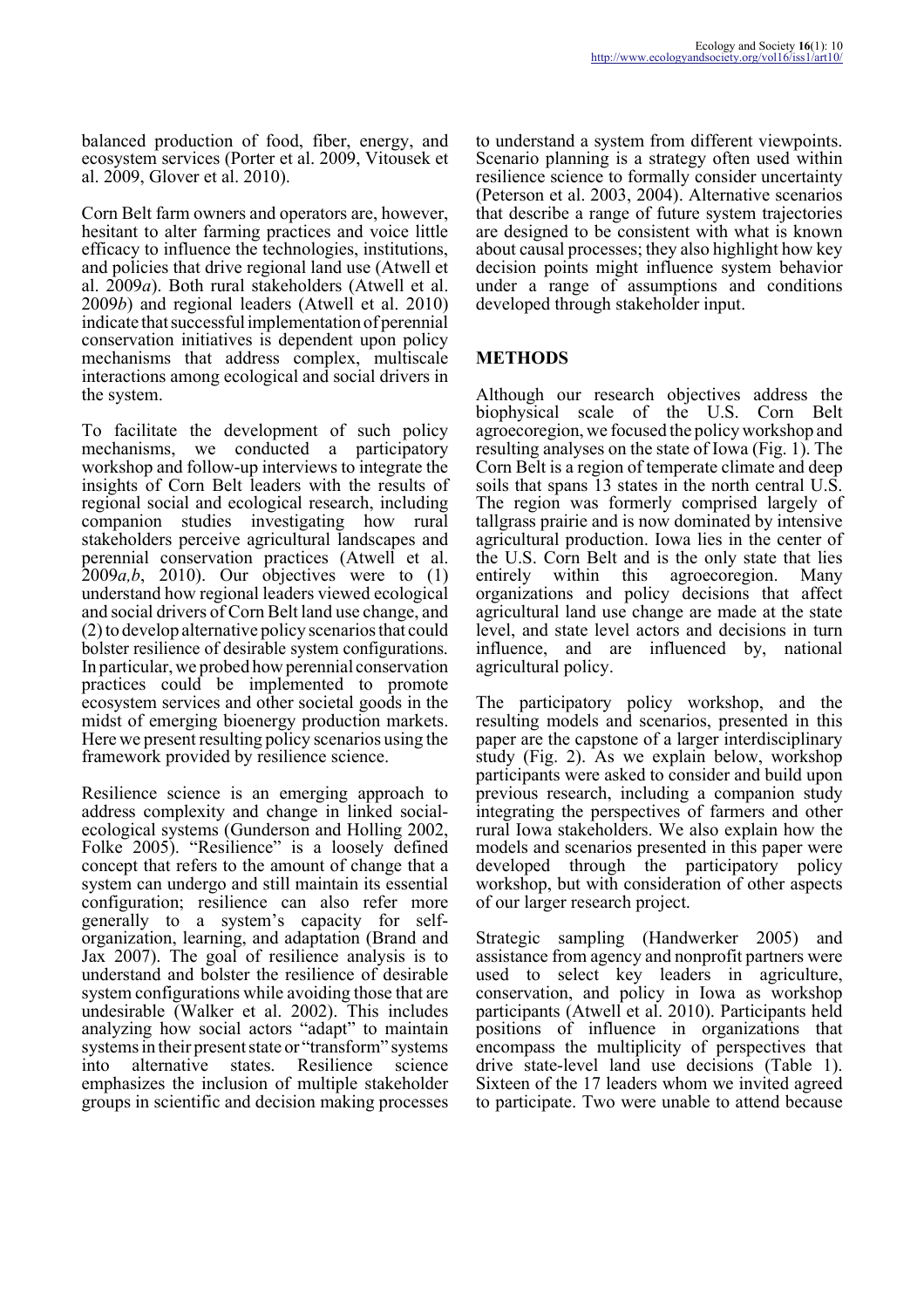balanced production of food, fiber, energy, and ecosystem services (Porter et al. 2009, Vitousek et al. 2009, Glover et al. 2010).

Corn Belt farm owners and operators are, however, hesitant to alter farming practices and voice little efficacy to influence the technologies, institutions, and policies that drive regional land use (Atwell et al. 2009*a*). Both rural stakeholders (Atwell et al. 2009*b*) and regional leaders (Atwell et al. 2010) indicate that successful implementation of perennial conservation initiatives is dependent upon policy mechanisms that address complex, multiscale interactions among ecological and social drivers in the system.

To facilitate the development of such policy mechanisms, we conducted a participatory workshop and follow-up interviews to integrate the insights of Corn Belt leaders with the results of regional social and ecological research, including companion studies investigating how rural stakeholders perceive agricultural landscapes and perennial conservation practices (Atwell et al. 2009*a,b*, 2010). Our objectives were to (1) understand how regional leaders viewed ecological and social drivers of Corn Belt land use change, and (2) to develop alternative policy scenarios that could bolster resilience of desirable system configurations. In particular, we probed how perennial conservation practices could be implemented to promote ecosystem services and other societal goods in the midst of emerging bioenergy production markets. Here we present resulting policy scenarios using the framework provided by resilience science.

Resilience science is an emerging approach to address complexity and change in linked social-ecological systems (Gunderson and Holling 2002, Folke 2005). "Resilience" is a loosely defined concept that refers to the amount of change that a system can undergo and still maintain its essential configuration; resilience can also refer more generally to a system's capacity for self-organization, learning, and adaptation (Brand and Jax 2007). The goal of resilience analysis is to understand and bolster the resilience of desirable system configurations while avoiding those that are undesirable (Walker et al. 2002). This includes analyzing how social actors "adapt" to maintain systems in their present state or "transform" systems into alternative states. Resilience science emphasizes the inclusion of multiple stakeholder groups in scientific and decision making processes to understand a system from different viewpoints. Scenario planning is a strategy often used within resilience science to formally consider uncertainty (Peterson et al. 2003, 2004). Alternative scenarios that describe a range of future system trajectories are designed to be consistent with what is known about causal processes; they also highlight how key decision points might influence system behavior under a range of assumptions and conditions developed through stakeholder input.

## METHODS

Although our research objectives address the biophysical scale of the U.S. Corn Belt agroecoregion, we focused the policy workshop and resulting analyses on the state of Iowa (Fig. 1). The Corn Belt is a region of temperate climate and deep soils that spans 13 states in the north central U.S. The region was formerly comprised largely of tallgrass prairie and is now dominated by intensive agricultural production. Iowa lies in the center of the U.S. Corn Belt and is the only state that lies entirely within this agroecoregion. Many organizations and policy decisions that affect agricultural land use change are made at the state level, and state level actors and decisions in turn influence, and are influenced by, national agricultural policy.

The participatory policy workshop, and the resulting models and scenarios, presented in this paper are the capstone of a larger interdisciplinary study (Fig. 2). As we explain below, workshop participants were asked to consider and build upon previous research, including a companion study integrating the perspectives of farmers and other rural Iowa stakeholders. We also explain how the models and scenarios presented in this paper were developed through the participatory policy workshop, but with consideration of other aspects of our larger research project.

Strategic sampling (Handwerker 2005) and assistance from agency and nonprofit partners were used to select key leaders in agriculture, conservation, and policy in Iowa as workshop participants (Atwell et al. 2010). Participants held positions of influence in organizations that encompass the multiplicity of perspectives that drive state-level land use decisions (Table 1). Sixteen of the 17 leaders whom we invited agreed to participate. Two were unable to attend because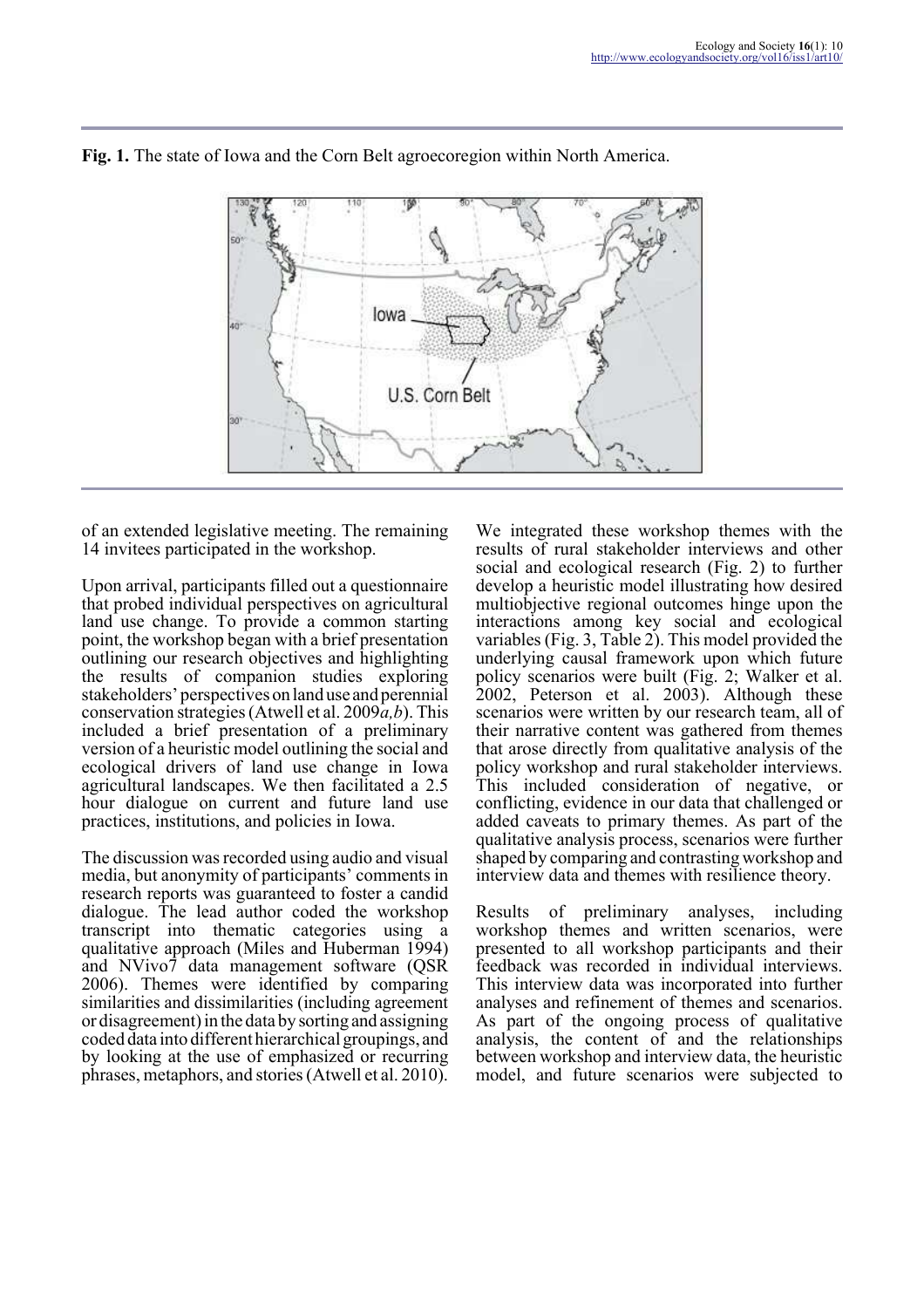**Fig. 1.** The state of Iowa and the Corn Belt agroecoregion within North America.

of an extended legislative meeting. The remaining 14 invitees participated in the workshop.

Upon arrival, participants filled out a questionnaire that probed individual perspectives on agricultural land use change. To provide a common starting point, the workshop began with a brief presentation outlining our research objectives and highlighting the results of companion studies exploring stakeholders' perspectives on land use and perennial conservation strategies (Atwell et al. 2009*a,b*). This included a brief presentation of a preliminary version of a heuristic model outlining the social and ecological drivers of land use change in Iowa agricultural landscapes. We then facilitated a 2.5 hour dialogue on current and future land use practices, institutions, and policies in Iowa.

The discussion was recorded using audio and visual media, but anonymity of participants' comments in research reports was guaranteed to foster a candid dialogue. The lead author coded the workshop transcript into thematic categories using a qualitative approach (Miles and Huberman 1994) and NVivo7 data management software (QSR 2006). Themes were identified by comparing similarities and dissimilarities (including agreement or disagreement) in the data by sorting and assigning coded data into different hierarchical groupings, and by looking at the use of emphasized or recurring phrases, metaphors, and stories (Atwell et al. 2010).

We integrated these workshop themes with the results of rural stakeholder interviews and other social and ecological research (Fig. 2) to further develop a heuristic model illustrating how desired multiobjective regional outcomes hinge upon the interactions among key social and ecological variables (Fig. 3, Table 2). This model provided the underlying causal framework upon which future policy scenarios were built (Fig. 2; Walker et al. 2002, Peterson et al. 2003). Although these scenarios were written by our research team, all of their narrative content was gathered from themes that arose directly from qualitative analysis of the policy workshop and rural stakeholder interviews. This included consideration of negative, or conflicting, evidence in our data that challenged or added caveats to primary themes. As part of the qualitative analysis process, scenarios were further shaped by comparing and contrasting workshop and interview data and themes with resilience theory.

Results of preliminary analyses, including workshop themes and written scenarios, were presented to all workshop participants and their feedback was recorded in individual interviews. This interview data was incorporated into further analyses and refinement of themes and scenarios. As part of the ongoing process of qualitative analysis, the content of and the relationships between workshop and interview data, the heuristic model, and future scenarios were subjected to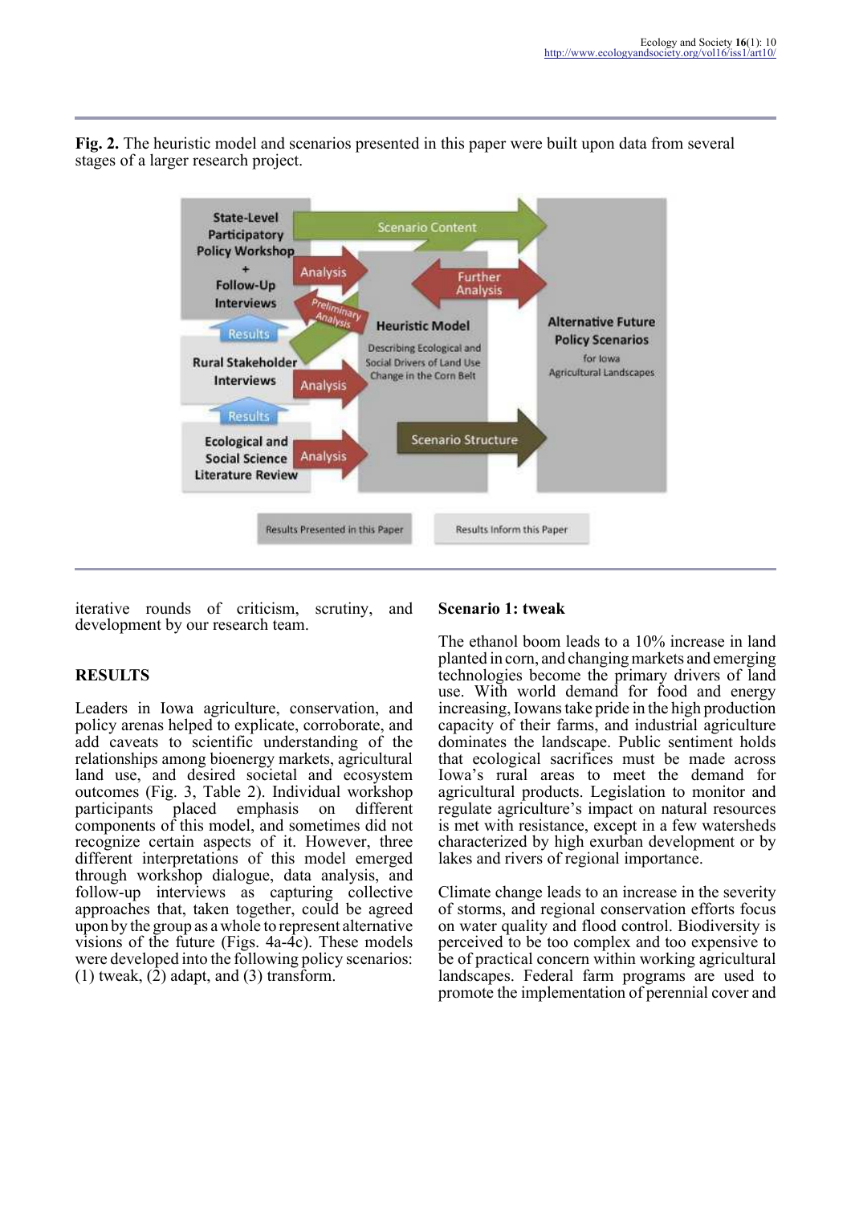**Fig. 2.** The heuristic model and scenarios presented in this paper were built upon data from several stages of a larger research project.

iterative rounds of criticism, scrutiny, and development by our research team.

## RESULTS

Leaders in Iowa agriculture, conservation, and policy arenas helped to explicate, corroborate, and add caveats to scientific understanding of the relationships among bioenergy markets, agricultural land use, and desired societal and ecosystem outcomes (Fig. 3, Table 2). Individual workshop participants placed emphasis on different components of this model, and sometimes did not recognize certain aspects of it. However, three different interpretations of this model emerged through workshop dialogue, data analysis, and follow-up interviews as capturing collective approaches that, taken together, could be agreed upon by the group as a whole to represent alternative visions of the future (Figs. 4a-4c). These models were developed into the following policy scenarios: (1) tweak, (2) adapt, and (3) transform.

### Scenario 1: tweak

The ethanol boom leads to a 10% increase in land planted in corn, and changing markets and emerging technologies become the primary drivers of land use. With world demand for food and energy increasing, Iowans take pride in the high production capacity of their farms, and industrial agriculture dominates the landscape. Public sentiment holds that ecological sacrifices must be made across Iowa's rural areas to meet the demand for agricultural products. Legislation to monitor and regulate agriculture's impact on natural resources is met with resistance, except in a few watersheds characterized by high exurban development or by lakes and rivers of regional importance.

Climate change leads to an increase in the severity of storms, and regional conservation efforts focus on water quality and flood control. Biodiversity is perceived to be too complex and too expensive to be of practical concern within working agricultural landscapes. Federal farm programs are used to promote the implementation of perennial cover and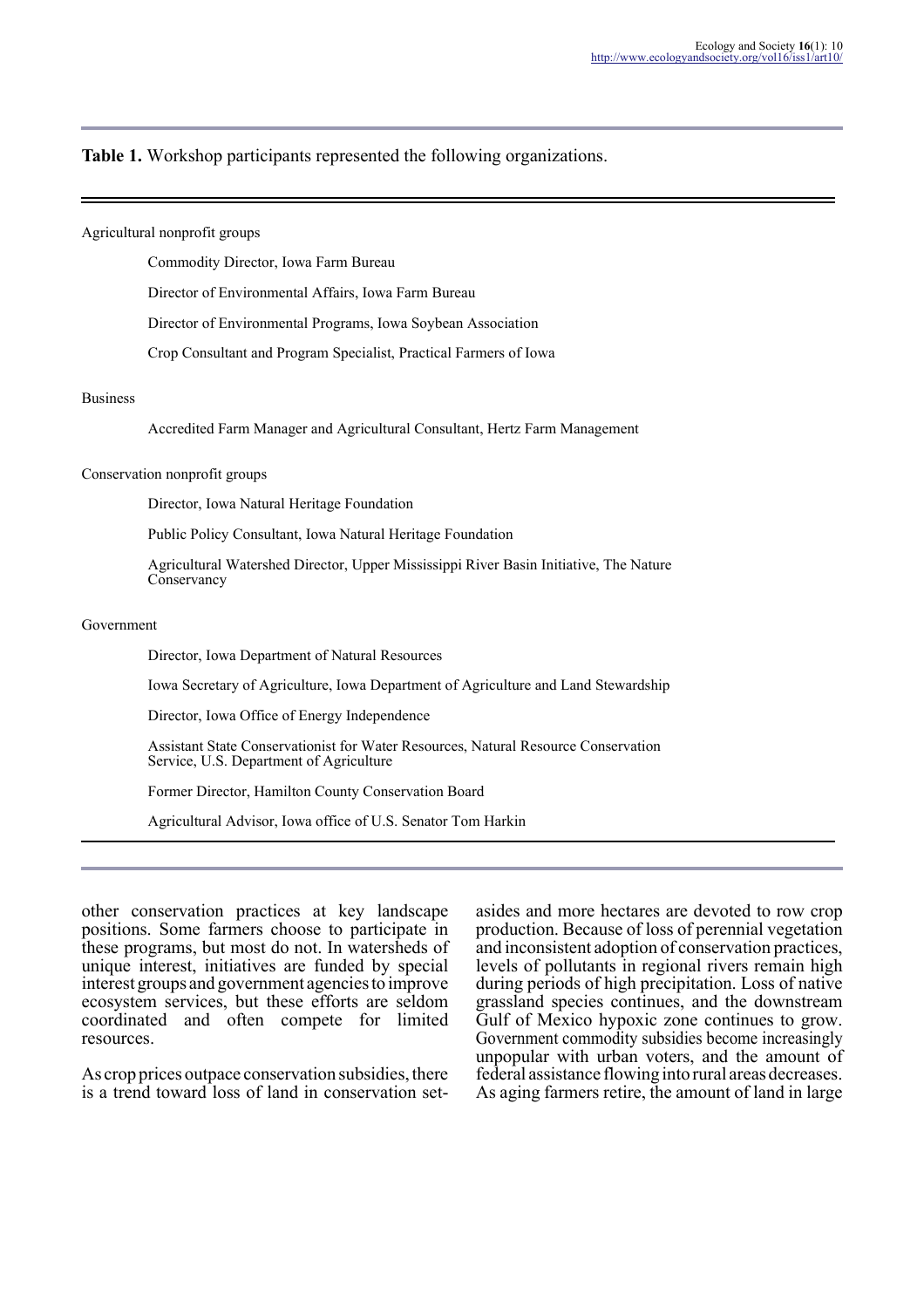**Table 1.** Workshop participants represented the following organizations.

| |
|---|
| Agricultural nonprofit groups |
| Commodity Director, Iowa Farm Bureau |
| Director of Environmental Affairs, Iowa Farm Bureau |
| Director of Environmental Programs, Iowa Soybean Association |
| Crop Consultant and Program Specialist, Practical Farmers of Iowa |
| Business |
| Accredited Farm Manager and Agricultural Consultant, Hertz Farm Management |
| Conservation nonprofit groups |
| Director, Iowa Natural Heritage Foundation |
| Public Policy Consultant, Iowa Natural Heritage Foundation |
| Agricultural Watershed Director, Upper Mississippi River Basin Initiative, The Nature Conservancy |
| Government |
| Director, Iowa Department of Natural Resources |
| Iowa Secretary of Agriculture, Iowa Department of Agriculture and Land Stewardship |
| Director, Iowa Office of Energy Independence |
| Assistant State Conservationist for Water Resources, Natural Resource Conservation Service, U.S. Department of Agriculture |
| Former Director, Hamilton County Conservation Board |
| Agricultural Advisor, Iowa office of U.S. Senator Tom Harkin |

other conservation practices at key landscape positions. Some farmers choose to participate in these programs, but most do not. In watersheds of unique interest, initiatives are funded by special interest groups and government agencies to improve ecosystem services, but these efforts are seldom coordinated and often compete for limited resources.

As crop prices outpace conservation subsidies, there is a trend toward loss of land in conservation set-asides and more hectares are devoted to row crop production. Because of loss of perennial vegetation and inconsistent adoption of conservation practices, levels of pollutants in regional rivers remain high during periods of high precipitation. Loss of native grassland species continues, and the downstream Gulf of Mexico hypoxic zone continues to grow. Government commodity subsidies become increasingly unpopular with urban voters, and the amount of federal assistance flowing into rural areas decreases. As aging farmers retire, the amount of land in large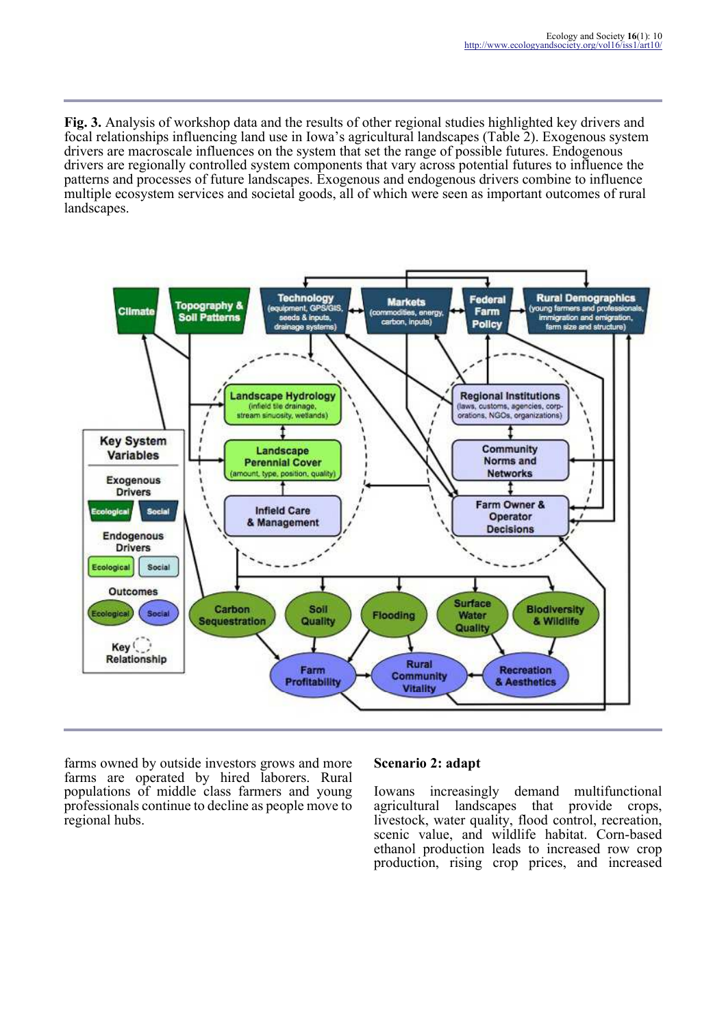**Fig. 3.** Analysis of workshop data and the results of other regional studies highlighted key drivers and focal relationships influencing land use in Iowa's agricultural landscapes (Table 2). Exogenous system drivers are macroscale influences on the system that set the range of possible futures. Endogenous drivers are regionally controlled system components that vary across potential futures to influence the patterns and processes of future landscapes. Exogenous and endogenous drivers combine to influence multiple ecosystem services and societal goods, all of which were seen as important outcomes of rural landscapes.

farms owned by outside investors grows and more farms are operated by hired laborers. Rural populations of middle class farmers and young professionals continue to decline as people move to regional hubs.

### Scenario 2: adapt

Iowans increasingly demand multifunctional agricultural landscapes that provide crops, livestock, water quality, flood control, recreation, scenic value, and wildlife habitat. Corn-based ethanol production leads to increased row crop production, rising crop prices, and increased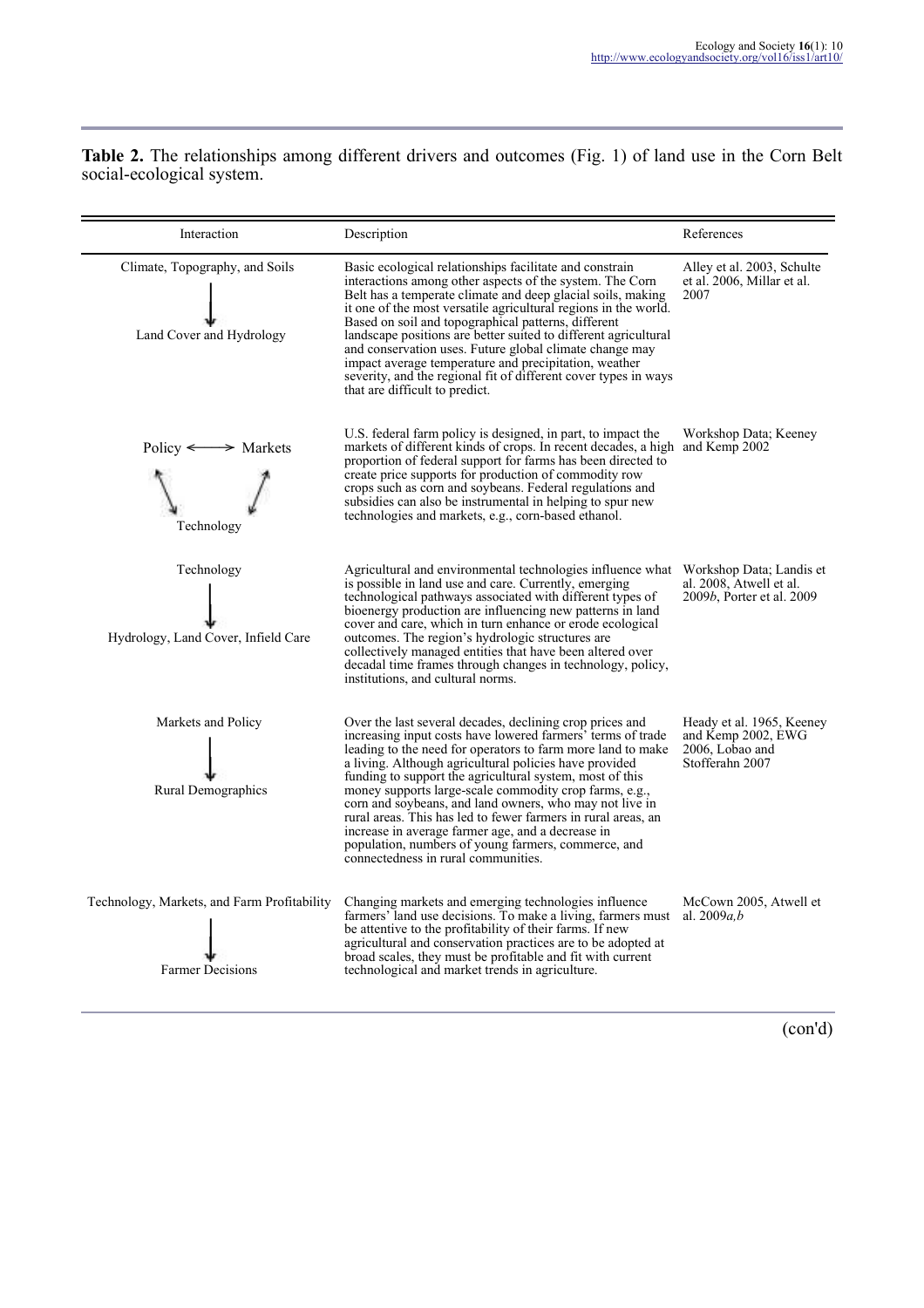**Table 2.** The relationships among different drivers and outcomes (Fig. 1) of land use in the Corn Belt social-ecological system.

| Interaction | Description | References |
|---|---|---|
| Climate, Topography, and Soils ↓ Land Cover and Hydrology | Basic ecological relationships facilitate and constrain interactions among other aspects of the system. The Corn Belt has a temperate climate and deep glacial soils, making it one of the most versatile agricultural regions in the world. Based on soil and topographical patterns, different landscape positions are better suited to different agricultural and conservation uses. Future global climate change may impact average temperature and precipitation, weather severity, and the regional fit of different cover types in ways that are difficult to predict. | Alley et al. 2003, Schulte et al. 2006, Millar et al. 2007 |
| Policy ⟷ Markets; Policy ⟷ Technology; Markets ⟷ Technology | U.S. federal farm policy is designed, in part, to impact the markets of different kinds of crops. In recent decades, a high proportion of federal support for farms has been directed to create price supports for production of commodity row crops such as corn and soybeans. Federal regulations and subsidies can also be instrumental in helping to spur new technologies and markets, e.g., corn-based ethanol. | Workshop Data; Keeney and Kemp 2002 |
| Technology ↓ Hydrology, Land Cover, Infield Care | Agricultural and environmental technologies influence what is possible in land use and care. Currently, emerging technological pathways associated with different types of bioenergy production are influencing new patterns in land cover and care, which in turn enhance or erode ecological outcomes. The region's hydrologic structures are collectively managed entities that have been altered over decadal time frames through changes in technology, policy, institutions, and cultural norms. | Workshop Data; Landis et al. 2008, Atwell et al. 2009*b*, Porter et al. 2009 |
| Markets and Policy ↓ Rural Demographics | Over the last several decades, declining crop prices and increasing input costs have lowered farmers' terms of trade leading to the need for operators to farm more land to make a living. Although agricultural policies have provided funding to support the agricultural system, most of this money supports large-scale commodity crop farms, e.g., corn and soybeans, and land owners, who may not live in rural areas. This has led to fewer farmers in rural areas, an increase in average farmer age, and a decrease in population, numbers of young farmers, commerce, and connectedness in rural communities. | Heady et al. 1965, Keeney and Kemp 2002, EWG 2006, Lobao and Stofferahn 2007 |
| Technology, Markets, and Farm Profitability ↓ Farmer Decisions | Changing markets and emerging technologies influence farmers' land use decisions. To make a living, farmers must be attentive to the profitability of their farms. If new agricultural and conservation practices are to be adopted at broad scales, they must be profitable and fit with current technological and market trends in agriculture. | McCown 2005, Atwell et al. 2009*a,b* |

(con'd)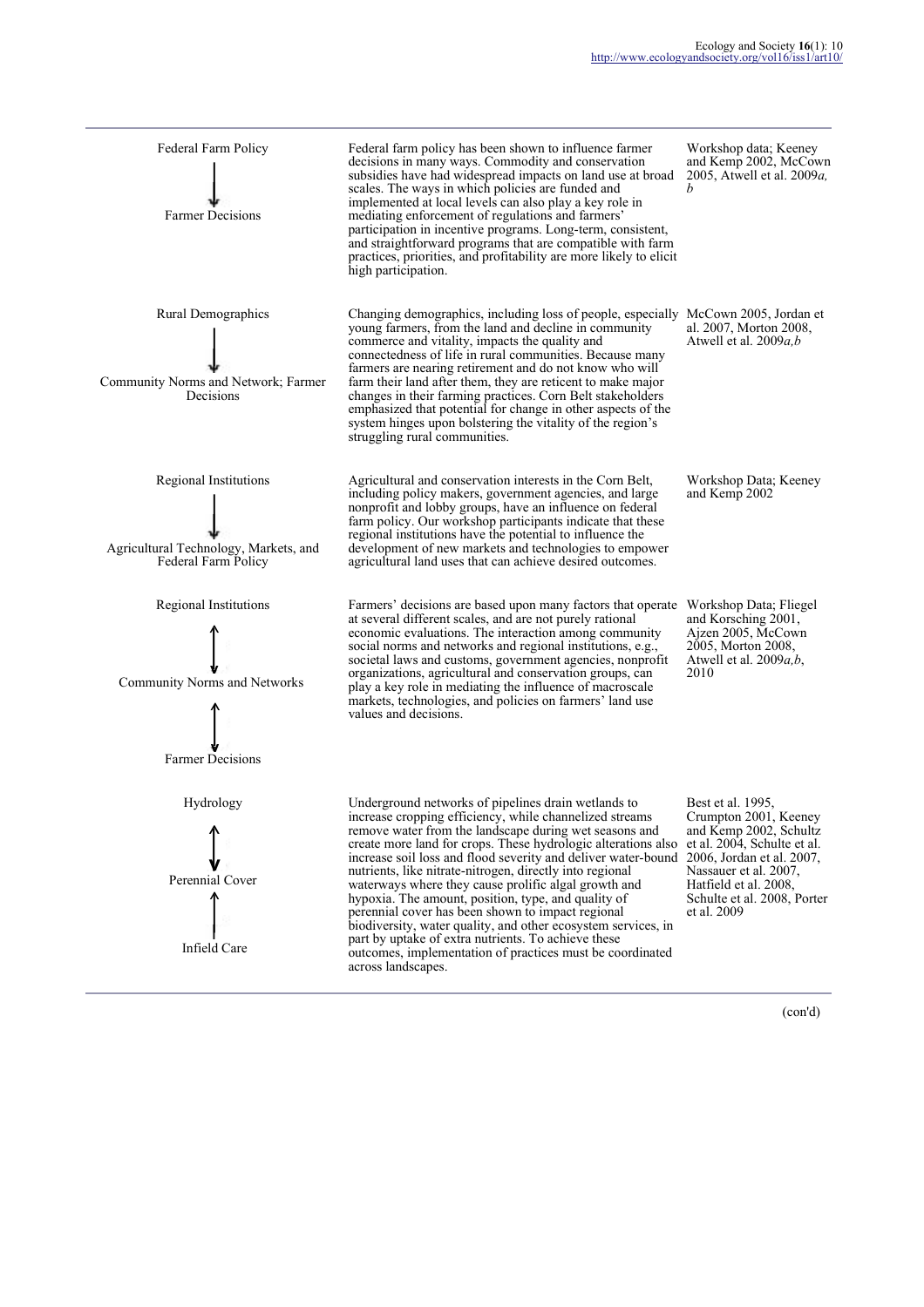| | | |
|---|---|---|
| Federal Farm Policy ↓ Farmer Decisions | Federal farm policy has been shown to influence farmer decisions in many ways. Commodity and conservation subsidies have had widespread impacts on land use at broad scales. The ways in which policies are funded and implemented at local levels can also play a key role in mediating enforcement of regulations and farmers' participation in incentive programs. Long-term, consistent, and straightforward programs that are compatible with farm practices, priorities, and profitability are more likely to elicit high participation. | Workshop data; Keeney and Kemp 2002, McCown 2005, Atwell et al. 2009*a, b* |
| Rural Demographics ↓ Community Norms and Network; Farmer Decisions | Changing demographics, including loss of people, especially young farmers, from the land and decline in community commerce and vitality, impacts the quality and connectedness of life in rural communities. Because many farmers are nearing retirement and do not know who will farm their land after them, they are reticent to make major changes in their farming practices. Corn Belt stakeholders emphasized that potential for change in other aspects of the system hinges upon bolstering the vitality of the region's struggling rural communities. | McCown 2005, Jordan et al. 2007, Morton 2008, Atwell et al. 2009*a,b* |
| Regional Institutions ↓ Agricultural Technology, Markets, and Federal Farm Policy | Agricultural and conservation interests in the Corn Belt, including policy makers, government agencies, and large nonprofit and lobby groups, have an influence on federal farm policy. Our workshop participants indicate that these regional institutions have the potential to influence the development of new markets and technologies to empower agricultural land uses that can achieve desired outcomes. | Workshop Data; Keeney and Kemp 2002 |
| Regional Institutions ↕ Community Norms and Networks ↕ Farmer Decisions | Farmers' decisions are based upon many factors that operate at several different scales, and are not purely rational economic evaluations. The interaction among community social norms and networks and regional institutions, e.g., societal laws and customs, government agencies, nonprofit organizations, agricultural and conservation groups, can play a key role in mediating the influence of macroscale markets, technologies, and policies on farmers' land use values and decisions. | Workshop Data; Fliegel and Korsching 2001, Ajzen 2005, McCown 2005, Morton 2008, Atwell et al. 2009*a,b*, 2010 |
| Hydrology ↕ Perennial Cover ↑ Infield Care | Underground networks of pipelines drain wetlands to increase cropping efficiency, while channelized streams remove water from the landscape during wet seasons and create more land for crops. These hydrologic alterations also increase soil loss and flood severity and deliver water-bound nutrients, like nitrate-nitrogen, directly into regional waterways where they cause prolific algal growth and hypoxia. The amount, position, type, and quality of perennial cover has been shown to impact regional biodiversity, water quality, and other ecosystem services, in part by uptake of extra nutrients. To achieve these outcomes, implementation of practices must be coordinated across landscapes. | Best et al. 1995, Crumpton 2001, Keeney and Kemp 2002, Schultz et al. 2004, Schulte et al. 2006, Jordan et al. 2007, Nassauer et al. 2007, Hatfield et al. 2008, Schulte et al. 2008, Porter et al. 2009 |

(con'd)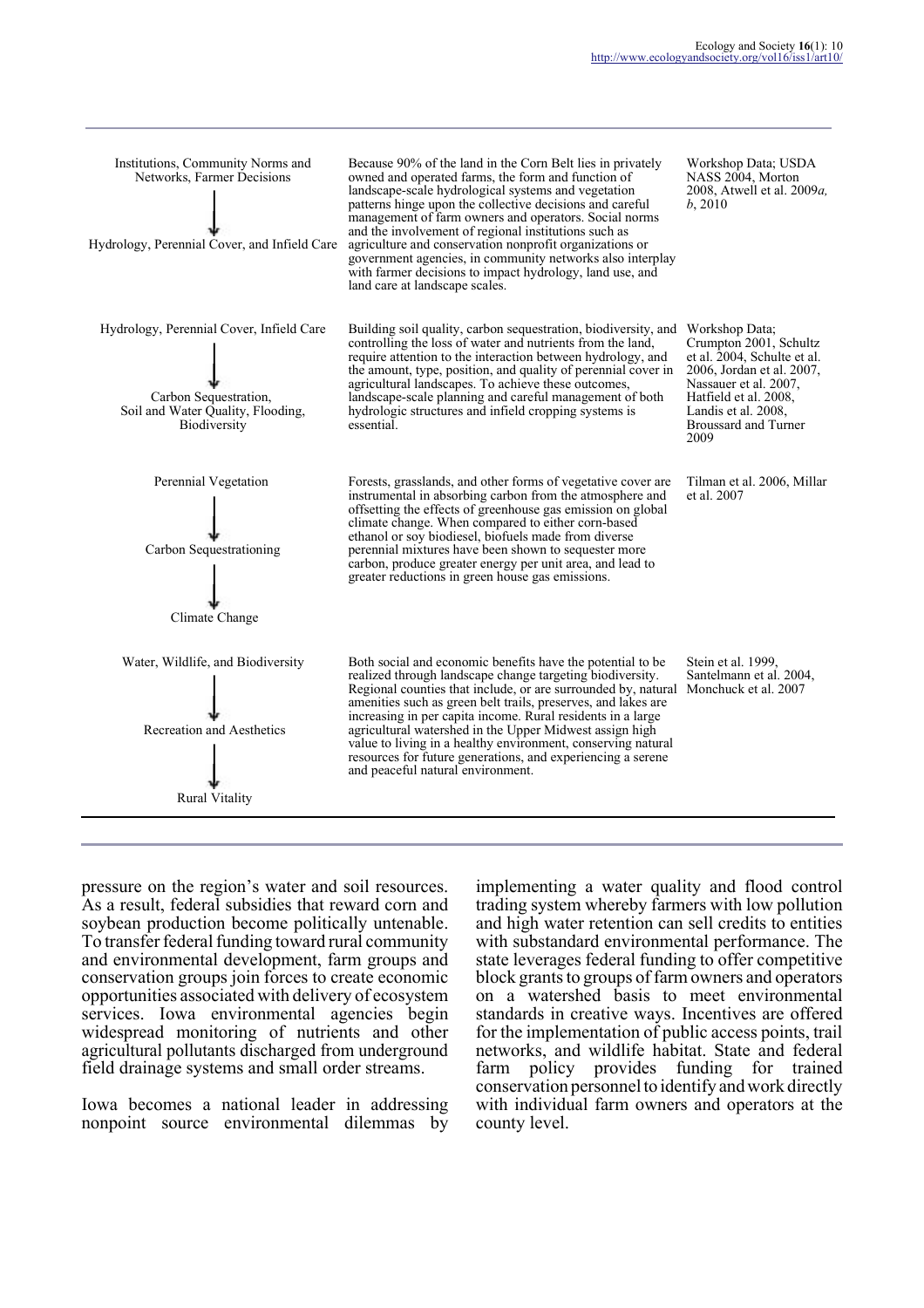| | | |
|---|---|---|
| Institutions, Community Norms and Networks, Farmer Decisions<br>↓<br>Hydrology, Perennial Cover, and Infield Care | Because 90% of the land in the Corn Belt lies in privately owned and operated farms, the form and function of landscape-scale hydrological systems and vegetation patterns hinge upon the collective decisions and careful management of farm owners and operators. Social norms and the involvement of regional institutions such as agriculture and conservation nonprofit organizations or government agencies, in community networks also interplay with farmer decisions to impact hydrology, land use, and land care at landscape scales. | Workshop Data; USDA NASS 2004, Morton 2008, Atwell et al. 2009*a, b*, 2010 |
| Hydrology, Perennial Cover, Infield Care<br>↓<br>Carbon Sequestration, Soil and Water Quality, Flooding, Biodiversity | Building soil quality, carbon sequestration, biodiversity, and controlling the loss of water and nutrients from the land, require attention to the interaction between hydrology, and the amount, type, position, and quality of perennial cover in agricultural landscapes. To achieve these outcomes, landscape-scale planning and careful management of both hydrologic structures and infield cropping systems is essential. | Workshop Data; Crumpton 2001, Schultz et al. 2004, Schulte et al. 2006, Jordan et al. 2007, Nassauer et al. 2007, Hatfield et al. 2008, Landis et al. 2008, Broussard and Turner 2009 |
| Perennial Vegetation<br>↓<br>Carbon Sequestrationing<br>↓<br>Climate Change | Forests, grasslands, and other forms of vegetative cover are instrumental in absorbing carbon from the atmosphere and offsetting the effects of greenhouse gas emission on global climate change. When compared to either corn-based ethanol or soy biodiesel, biofuels made from diverse perennial mixtures have been shown to sequester more carbon, produce greater energy per unit area, and lead to greater reductions in green house gas emissions. | Tilman et al. 2006, Millar et al. 2007 |
| Water, Wildlife, and Biodiversity<br>↓<br>Recreation and Aesthetics<br>↓<br>Rural Vitality | Both social and economic benefits have the potential to be realized through landscape change targeting biodiversity. Regional counties that include, or are surrounded by, natural amenities such as green belt trails, preserves, and lakes are increasing in per capita income. Rural residents in a large agricultural watershed in the Upper Midwest assign high value to living in a healthy environment, conserving natural resources for future generations, and experiencing a serene and peaceful natural environment. | Stein et al. 1999, Santelmann et al. 2004, Monchuck et al. 2007 |

pressure on the region's water and soil resources. As a result, federal subsidies that reward corn and soybean production become politically untenable. To transfer federal funding toward rural community and environmental development, farm groups and conservation groups join forces to create economic opportunities associated with delivery of ecosystem services. Iowa environmental agencies begin widespread monitoring of nutrients and other agricultural pollutants discharged from underground field drainage systems and small order streams.

Iowa becomes a national leader in addressing nonpoint source environmental dilemmas by implementing a water quality and flood control trading system whereby farmers with low pollution and high water retention can sell credits to entities with substandard environmental performance. The state leverages federal funding to offer competitive block grants to groups of farm owners and operators on a watershed basis to meet environmental standards in creative ways. Incentives are offered for the implementation of public access points, trail networks, and wildlife habitat. State and federal farm policy provides funding for trained conservation personnel to identify and work directly with individual farm owners and operators at the county level.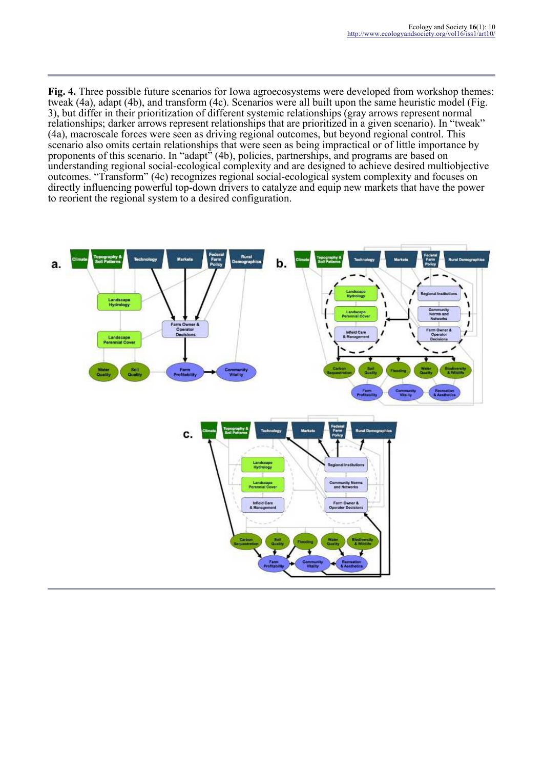**Fig. 4.** Three possible future scenarios for Iowa agroecosystems were developed from workshop themes: tweak (4a), adapt (4b), and transform (4c). Scenarios were all built upon the same heuristic model (Fig. 3), but differ in their prioritization of different systemic relationships (gray arrows represent normal relationships; darker arrows represent relationships that are prioritized in a given scenario). In "tweak" (4a), macroscale forces were seen as driving regional outcomes, but beyond regional control. This scenario also omits certain relationships that were seen as being impractical or of little importance by proponents of this scenario. In "adapt" (4b), policies, partnerships, and programs are based on understanding regional social-ecological complexity and are designed to achieve desired multiobjective outcomes. "Transform" (4c) recognizes regional social-ecological system complexity and focuses on directly influencing powerful top-down drivers to catalyze and equip new markets that have the power to reorient the regional system to a desired configuration.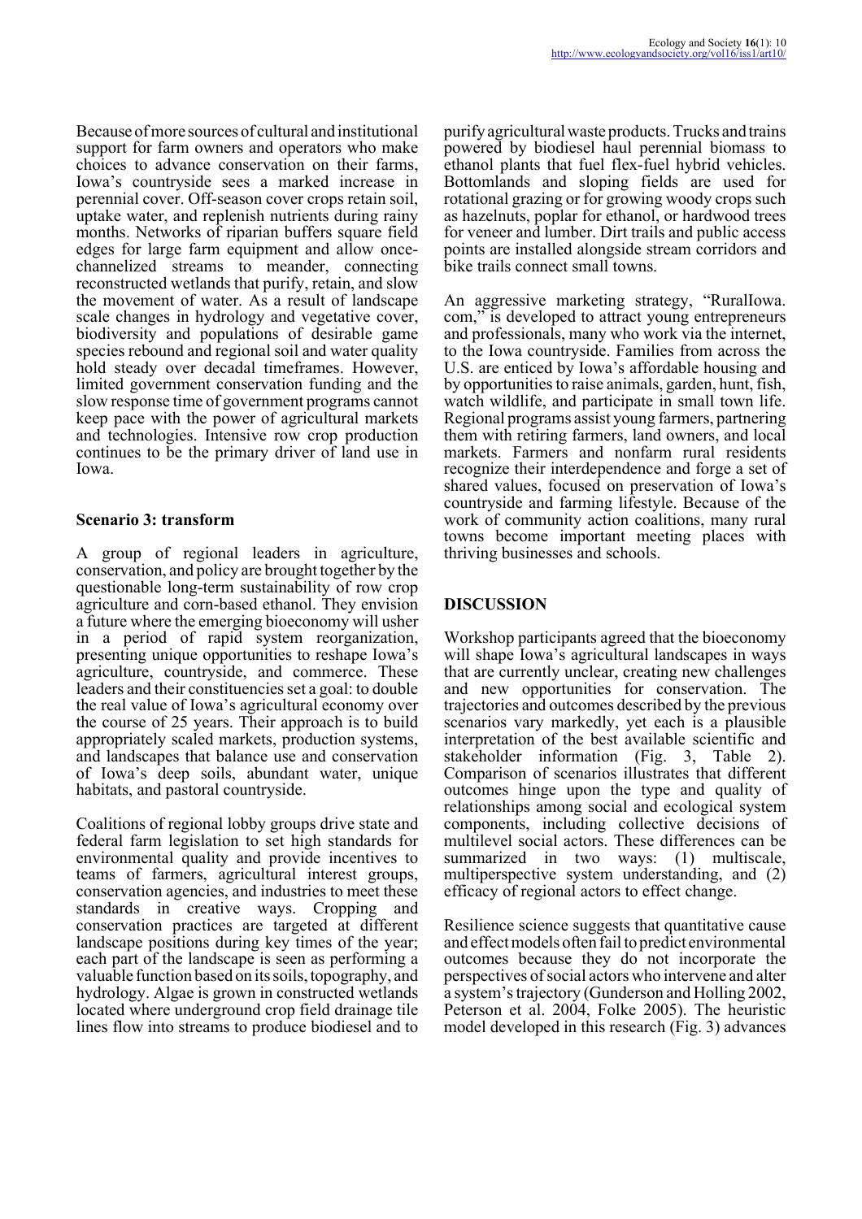Because of more sources of cultural and institutional support for farm owners and operators who make choices to advance conservation on their farms, Iowa's countryside sees a marked increase in perennial cover. Off-season cover crops retain soil, uptake water, and replenish nutrients during rainy months. Networks of riparian buffers square field edges for large farm equipment and allow once-channelized streams to meander, connecting reconstructed wetlands that purify, retain, and slow the movement of water. As a result of landscape scale changes in hydrology and vegetative cover, biodiversity and populations of desirable game species rebound and regional soil and water quality hold steady over decadal timeframes. However, limited government conservation funding and the slow response time of government programs cannot keep pace with the power of agricultural markets and technologies. Intensive row crop production continues to be the primary driver of land use in Iowa.

### Scenario 3: transform

A group of regional leaders in agriculture, conservation, and policy are brought together by the questionable long-term sustainability of row crop agriculture and corn-based ethanol. They envision a future where the emerging bioeconomy will usher in a period of rapid system reorganization, presenting unique opportunities to reshape Iowa's agriculture, countryside, and commerce. These leaders and their constituencies set a goal: to double the real value of Iowa's agricultural economy over the course of 25 years. Their approach is to build appropriately scaled markets, production systems, and landscapes that balance use and conservation of Iowa's deep soils, abundant water, unique habitats, and pastoral countryside.

Coalitions of regional lobby groups drive state and federal farm legislation to set high standards for environmental quality and provide incentives to teams of farmers, agricultural interest groups, conservation agencies, and industries to meet these standards in creative ways. Cropping and conservation practices are targeted at different landscape positions during key times of the year; each part of the landscape is seen as performing a valuable function based on its soils, topography, and hydrology. Algae is grown in constructed wetlands located where underground crop field drainage tile lines flow into streams to produce biodiesel and to purify agricultural waste products. Trucks and trains powered by biodiesel haul perennial biomass to ethanol plants that fuel flex-fuel hybrid vehicles. Bottomlands and sloping fields are used for rotational grazing or for growing woody crops such as hazelnuts, poplar for ethanol, or hardwood trees for veneer and lumber. Dirt trails and public access points are installed alongside stream corridors and bike trails connect small towns.

An aggressive marketing strategy, "RuralIowa.com," is developed to attract young entrepreneurs and professionals, many who work via the internet, to the Iowa countryside. Families from across the U.S. are enticed by Iowa's affordable housing and by opportunities to raise animals, garden, hunt, fish, watch wildlife, and participate in small town life. Regional programs assist young farmers, partnering them with retiring farmers, land owners, and local markets. Farmers and nonfarm rural residents recognize their interdependence and forge a set of shared values, focused on preservation of Iowa's countryside and farming lifestyle. Because of the work of community action coalitions, many rural towns become important meeting places with thriving businesses and schools.

## DISCUSSION

Workshop participants agreed that the bioeconomy will shape Iowa's agricultural landscapes in ways that are currently unclear, creating new challenges and new opportunities for conservation. The trajectories and outcomes described by the previous scenarios vary markedly, yet each is a plausible interpretation of the best available scientific and stakeholder information (Fig. 3, Table 2). Comparison of scenarios illustrates that different outcomes hinge upon the type and quality of relationships among social and ecological system components, including collective decisions of multilevel social actors. These differences can be summarized in two ways: (1) multiscale, multiperspective system understanding, and (2) efficacy of regional actors to effect change.

Resilience science suggests that quantitative cause and effect models often fail to predict environmental outcomes because they do not incorporate the perspectives of social actors who intervene and alter a system's trajectory (Gunderson and Holling 2002, Peterson et al. 2004, Folke 2005). The heuristic model developed in this research (Fig. 3) advances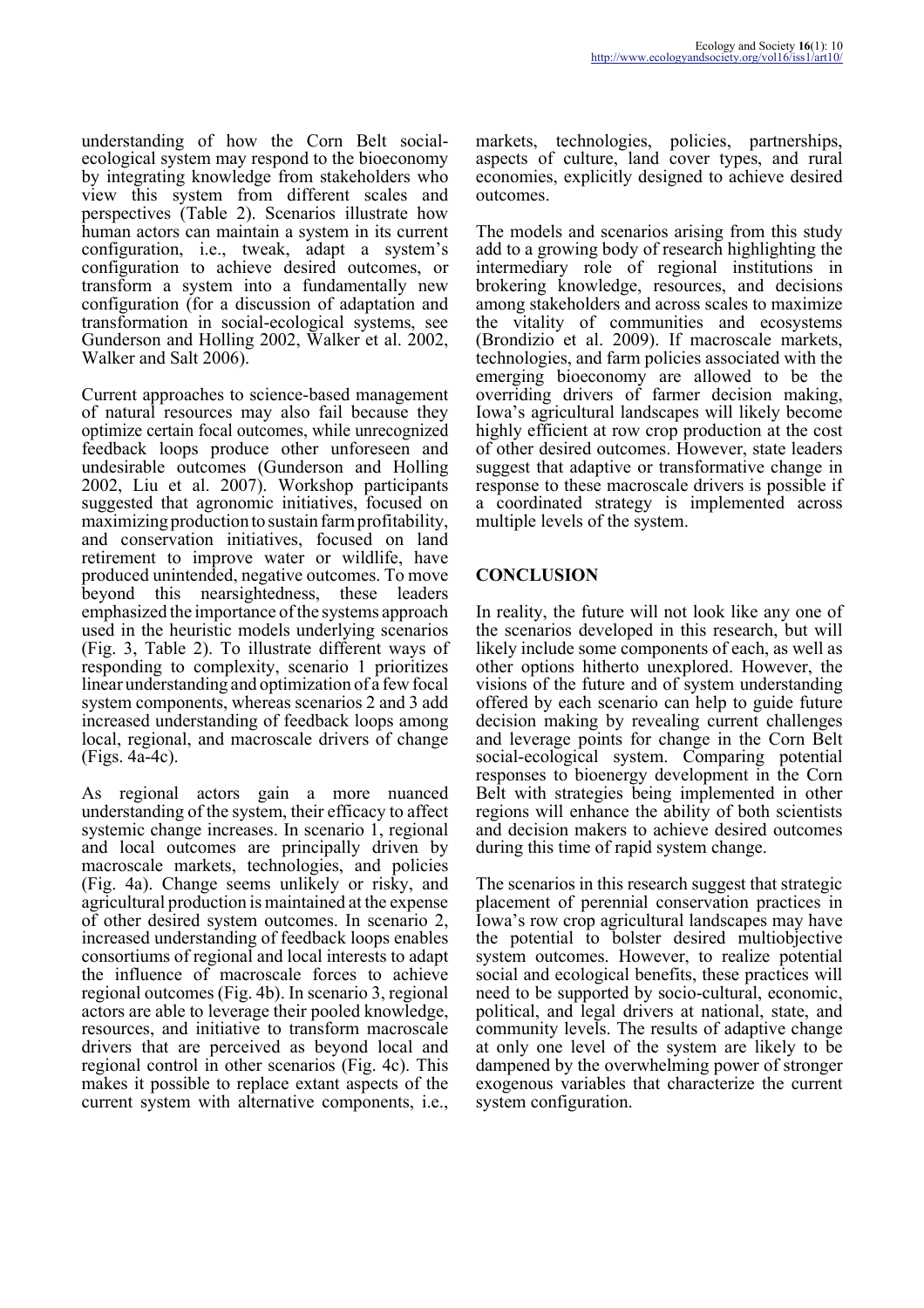understanding of how the Corn Belt social-ecological system may respond to the bioeconomy by integrating knowledge from stakeholders who view this system from different scales and perspectives (Table 2). Scenarios illustrate how human actors can maintain a system in its current configuration, i.e., tweak, adapt a system's configuration to achieve desired outcomes, or transform a system into a fundamentally new configuration (for a discussion of adaptation and transformation in social-ecological systems, see Gunderson and Holling 2002, Walker et al. 2002, Walker and Salt 2006).

Current approaches to science-based management of natural resources may also fail because they optimize certain focal outcomes, while unrecognized feedback loops produce other unforeseen and undesirable outcomes (Gunderson and Holling 2002, Liu et al. 2007). Workshop participants suggested that agronomic initiatives, focused on maximizing production to sustain farm profitability, and conservation initiatives, focused on land retirement to improve water or wildlife, have produced unintended, negative outcomes. To move beyond this nearsightedness, these leaders emphasized the importance of the systems approach used in the heuristic models underlying scenarios (Fig. 3, Table 2). To illustrate different ways of responding to complexity, scenario 1 prioritizes linear understanding and optimization of a few focal system components, whereas scenarios 2 and 3 add increased understanding of feedback loops among local, regional, and macroscale drivers of change (Figs. 4a-4c).

As regional actors gain a more nuanced understanding of the system, their efficacy to affect systemic change increases. In scenario 1, regional and local outcomes are principally driven by macroscale markets, technologies, and policies (Fig. 4a). Change seems unlikely or risky, and agricultural production is maintained at the expense of other desired system outcomes. In scenario 2, increased understanding of feedback loops enables consortiums of regional and local interests to adapt the influence of macroscale forces to achieve regional outcomes (Fig. 4b). In scenario 3, regional actors are able to leverage their pooled knowledge, resources, and initiative to transform macroscale drivers that are perceived as beyond local and regional control in other scenarios (Fig. 4c). This makes it possible to replace extant aspects of the current system with alternative components, i.e., markets, technologies, policies, partnerships, aspects of culture, land cover types, and rural economies, explicitly designed to achieve desired outcomes.

The models and scenarios arising from this study add to a growing body of research highlighting the intermediary role of regional institutions in brokering knowledge, resources, and decisions among stakeholders and across scales to maximize the vitality of communities and ecosystems (Brondizio et al. 2009). If macroscale markets, technologies, and farm policies associated with the emerging bioeconomy are allowed to be the overriding drivers of farmer decision making, Iowa's agricultural landscapes will likely become highly efficient at row crop production at the cost of other desired outcomes. However, state leaders suggest that adaptive or transformative change in response to these macroscale drivers is possible if a coordinated strategy is implemented across multiple levels of the system.

## CONCLUSION

In reality, the future will not look like any one of the scenarios developed in this research, but will likely include some components of each, as well as other options hitherto unexplored. However, the visions of the future and of system understanding offered by each scenario can help to guide future decision making by revealing current challenges and leverage points for change in the Corn Belt social-ecological system. Comparing potential responses to bioenergy development in the Corn Belt with strategies being implemented in other regions will enhance the ability of both scientists and decision makers to achieve desired outcomes during this time of rapid system change.

The scenarios in this research suggest that strategic placement of perennial conservation practices in Iowa's row crop agricultural landscapes may have the potential to bolster desired multiobjective system outcomes. However, to realize potential social and ecological benefits, these practices will need to be supported by socio-cultural, economic, political, and legal drivers at national, state, and community levels. The results of adaptive change at only one level of the system are likely to be dampened by the overwhelming power of stronger exogenous variables that characterize the current system configuration.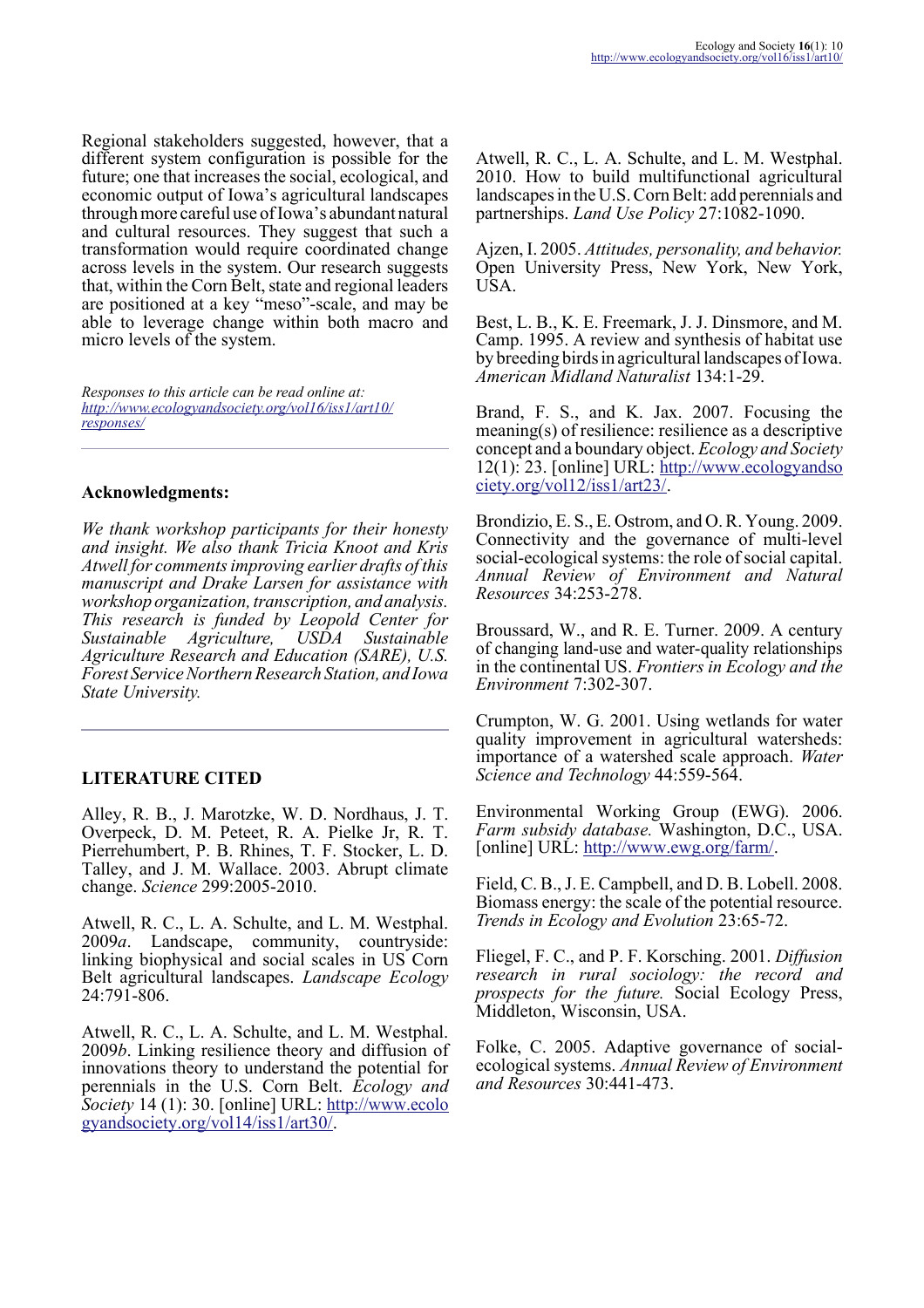Regional stakeholders suggested, however, that a different system configuration is possible for the future; one that increases the social, ecological, and economic output of Iowa's agricultural landscapes through more careful use of Iowa's abundant natural and cultural resources. They suggest that such a transformation would require coordinated change across levels in the system. Our research suggests that, within the Corn Belt, state and regional leaders are positioned at a key "meso"-scale, and may be able to leverage change within both macro and micro levels of the system.

*Responses to this article can be read online at:* *http://www.ecologyandsociety.org/vol16/iss1/art10/responses/*

**Acknowledgments:**

*We thank workshop participants for their honesty and insight. We also thank Tricia Knoot and Kris Atwell for comments improving earlier drafts of this manuscript and Drake Larsen for assistance with workshop organization, transcription, and analysis. This research is funded by Leopold Center for Sustainable Agriculture, USDA Sustainable Agriculture Research and Education (SARE), U.S. Forest Service Northern Research Station, and Iowa State University.*

## LITERATURE CITED

Alley, R. B., J. Marotzke, W. D. Nordhaus, J. T. Overpeck, D. M. Peteet, R. A. Pielke Jr, R. T. Pierrehumbert, P. B. Rhines, T. F. Stocker, L. D. Talley, and J. M. Wallace. 2003. Abrupt climate change. *Science* 299:2005-2010.

Atwell, R. C., L. A. Schulte, and L. M. Westphal. 2009*a*. Landscape, community, countryside: linking biophysical and social scales in US Corn Belt agricultural landscapes. *Landscape Ecology* 24:791-806.

Atwell, R. C., L. A. Schulte, and L. M. Westphal. 2009*b*. Linking resilience theory and diffusion of innovations theory to understand the potential for perennials in the U.S. Corn Belt. *Ecology and Society* 14 (1): 30. [online] URL: http://www.ecologyandsociety.org/vol14/iss1/art30/.

Atwell, R. C., L. A. Schulte, and L. M. Westphal. 2010. How to build multifunctional agricultural landscapes in the U.S. Corn Belt: add perennials and partnerships. *Land Use Policy* 27:1082-1090.

Ajzen, I. 2005. *Attitudes, personality, and behavior.* Open University Press, New York, New York, USA.

Best, L. B., K. E. Freemark, J. J. Dinsmore, and M. Camp. 1995. A review and synthesis of habitat use by breeding birds in agricultural landscapes of Iowa. *American Midland Naturalist* 134:1-29.

Brand, F. S., and K. Jax. 2007. Focusing the meaning(s) of resilience: resilience as a descriptive concept and a boundary object. *Ecology and Society* 12(1): 23. [online] URL: http://www.ecologyandsociety.org/vol12/iss1/art23/.

Brondizio, E. S., E. Ostrom, and O. R. Young. 2009. Connectivity and the governance of multi-level social-ecological systems: the role of social capital. *Annual Review of Environment and Natural Resources* 34:253-278.

Broussard, W., and R. E. Turner. 2009. A century of changing land-use and water-quality relationships in the continental US. *Frontiers in Ecology and the Environment* 7:302-307.

Crumpton, W. G. 2001. Using wetlands for water quality improvement in agricultural watersheds: importance of a watershed scale approach. *Water Science and Technology* 44:559-564.

Environmental Working Group (EWG). 2006. *Farm subsidy database.* Washington, D.C., USA. [online] URL: http://www.ewg.org/farm/.

Field, C. B., J. E. Campbell, and D. B. Lobell. 2008. Biomass energy: the scale of the potential resource. *Trends in Ecology and Evolution* 23:65-72.

Fliegel, F. C., and P. F. Korsching. 2001. *Diffusion research in rural sociology: the record and prospects for the future.* Social Ecology Press, Middleton, Wisconsin, USA.

Folke, C. 2005. Adaptive governance of social-ecological systems. *Annual Review of Environment and Resources* 30:441-473.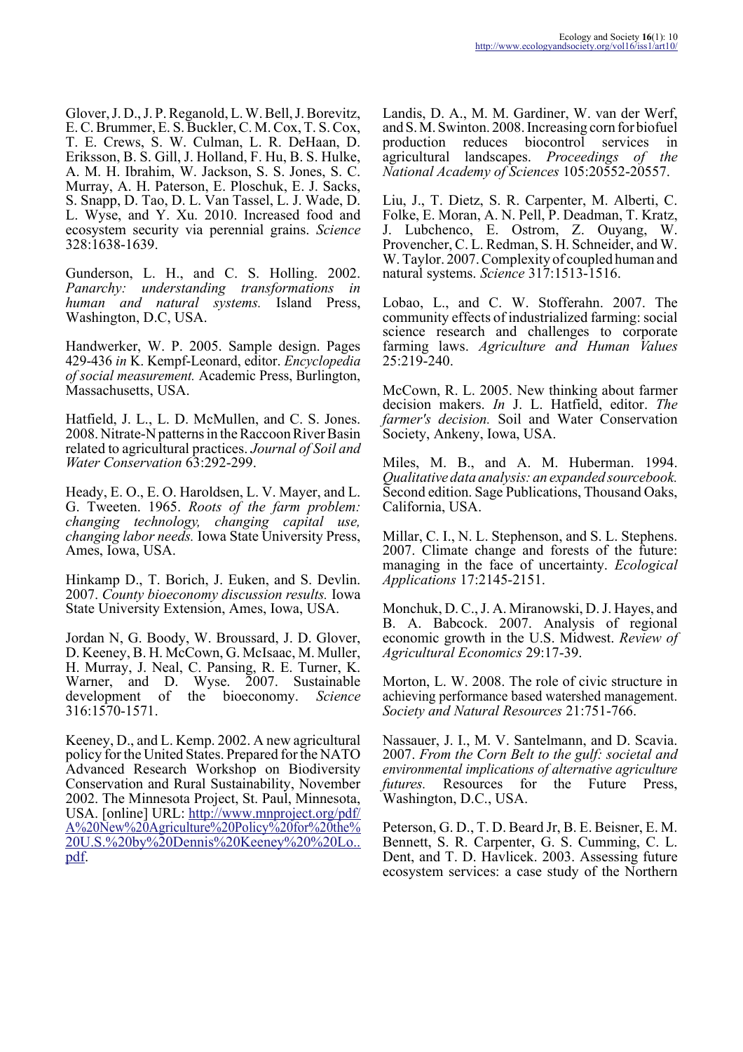Glover, J. D., J. P. Reganold, L. W. Bell, J. Borevitz, E. C. Brummer, E. S. Buckler, C. M. Cox, T. S. Cox, T. E. Crews, S. W. Culman, L. R. DeHaan, D. Eriksson, B. S. Gill, J. Holland, F. Hu, B. S. Hulke, A. M. H. Ibrahim, W. Jackson, S. S. Jones, S. C. Murray, A. H. Paterson, E. Ploschuk, E. J. Sacks, S. Snapp, D. Tao, D. L. Van Tassel, L. J. Wade, D. L. Wyse, and Y. Xu. 2010. Increased food and ecosystem security via perennial grains. *Science* 328:1638-1639.

Gunderson, L. H., and C. S. Holling. 2002. *Panarchy: understanding transformations in human and natural systems.* Island Press, Washington, D.C, USA.

Handwerker, W. P. 2005. Sample design. Pages 429-436 *in* K. Kempf-Leonard, editor. *Encyclopedia of social measurement.* Academic Press, Burlington, Massachusetts, USA.

Hatfield, J. L., L. D. McMullen, and C. S. Jones. 2008. Nitrate-N patterns in the Raccoon River Basin related to agricultural practices. *Journal of Soil and Water Conservation* 63:292-299.

Heady, E. O., E. O. Haroldsen, L. V. Mayer, and L. G. Tweeten. 1965. *Roots of the farm problem: changing technology, changing capital use, changing labor needs.* Iowa State University Press, Ames, Iowa, USA.

Hinkamp D., T. Borich, J. Euken, and S. Devlin. 2007. *County bioeconomy discussion results.* Iowa State University Extension, Ames, Iowa, USA.

Jordan N, G. Boody, W. Broussard, J. D. Glover, D. Keeney, B. H. McCown, G. McIsaac, M. Muller, H. Murray, J. Neal, C. Pansing, R. E. Turner, K. Warner, and D. Wyse. 2007. Sustainable development of the bioeconomy. *Science* 316:1570-1571.

Keeney, D., and L. Kemp. 2002. A new agricultural policy for the United States. Prepared for the NATO Advanced Research Workshop on Biodiversity Conservation and Rural Sustainability, November 2002. The Minnesota Project, St. Paul, Minnesota, USA. [online] URL: http://www.mnproject.org/pdf/A%20New%20Agriculture%20Policy%20for%20the%20U.S.%20by%20Dennis%20Keeney%20%20Lo..pdf.

Landis, D. A., M. M. Gardiner, W. van der Werf, and S. M. Swinton. 2008. Increasing corn for biofuel production reduces biocontrol services in agricultural landscapes. *Proceedings of the National Academy of Sciences* 105:20552-20557.

Liu, J., T. Dietz, S. R. Carpenter, M. Alberti, C. Folke, E. Moran, A. N. Pell, P. Deadman, T. Kratz, J. Lubchenco, E. Ostrom, Z. Ouyang, W. Provencher, C. L. Redman, S. H. Schneider, and W. W. Taylor. 2007. Complexity of coupled human and natural systems. *Science* 317:1513-1516.

Lobao, L., and C. W. Stofferahn. 2007. The community effects of industrialized farming: social science research and challenges to corporate farming laws. *Agriculture and Human Values* 25:219-240.

McCown, R. L. 2005. New thinking about farmer decision makers. *In* J. L. Hatfield, editor. *The farmer's decision.* Soil and Water Conservation Society, Ankeny, Iowa, USA.

Miles, M. B., and A. M. Huberman. 1994. *Qualitative data analysis: an expanded sourcebook.* Second edition. Sage Publications, Thousand Oaks, California, USA.

Millar, C. I., N. L. Stephenson, and S. L. Stephens. 2007. Climate change and forests of the future: managing in the face of uncertainty. *Ecological Applications* 17:2145-2151.

Monchuk, D. C., J. A. Miranowski, D. J. Hayes, and B. A. Babcock. 2007. Analysis of regional economic growth in the U.S. Midwest. *Review of Agricultural Economics* 29:17-39.

Morton, L. W. 2008. The role of civic structure in achieving performance based watershed management. *Society and Natural Resources* 21:751-766.

Nassauer, J. I., M. V. Santelmann, and D. Scavia. 2007. *From the Corn Belt to the gulf: societal and environmental implications of alternative agriculture futures.* Resources for the Future Press, Washington, D.C., USA.

Peterson, G. D., T. D. Beard Jr, B. E. Beisner, E. M. Bennett, S. R. Carpenter, G. S. Cumming, C. L. Dent, and T. D. Havlicek. 2003. Assessing future ecosystem services: a case study of the Northern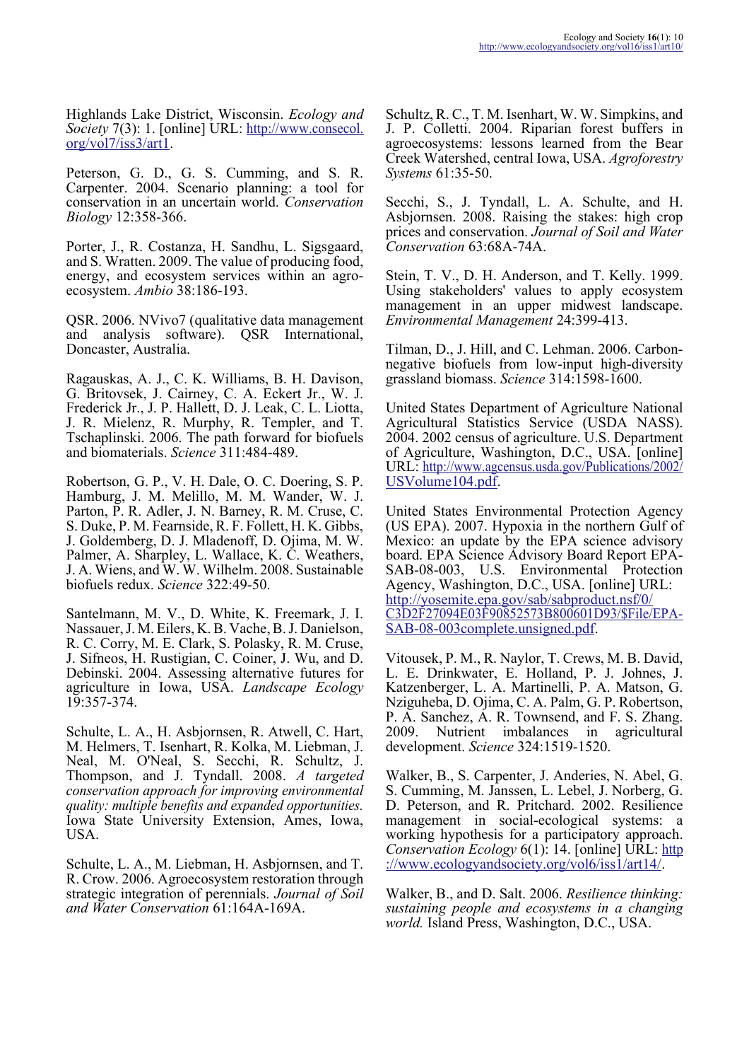Highlands Lake District, Wisconsin. *Ecology and Society* 7(3): 1. [online] URL: http://www.consecol.org/vol7/iss3/art1.

Peterson, G. D., G. S. Cumming, and S. R. Carpenter. 2004. Scenario planning: a tool for conservation in an uncertain world. *Conservation Biology* 12:358-366.

Porter, J., R. Costanza, H. Sandhu, L. Sigsgaard, and S. Wratten. 2009. The value of producing food, energy, and ecosystem services within an agro-ecosystem. *Ambio* 38:186-193.

QSR. 2006. NVivo7 (qualitative data management and analysis software). QSR International, Doncaster, Australia.

Ragauskas, A. J., C. K. Williams, B. H. Davison, G. Britovsek, J. Cairney, C. A. Eckert Jr., W. J. Frederick Jr., J. P. Hallett, D. J. Leak, C. L. Liotta, J. R. Mielenz, R. Murphy, R. Templer, and T. Tschaplinski. 2006. The path forward for biofuels and biomaterials. *Science* 311:484-489.

Robertson, G. P., V. H. Dale, O. C. Doering, S. P. Hamburg, J. M. Melillo, M. M. Wander, W. J. Parton, P. R. Adler, J. N. Barney, R. M. Cruse, C. S. Duke, P. M. Fearnside, R. F. Follett, H. K. Gibbs, J. Goldemberg, D. J. Mladenoff, D. Ojima, M. W. Palmer, A. Sharpley, L. Wallace, K. C. Weathers, J. A. Wiens, and W. W. Wilhelm. 2008. Sustainable biofuels redux. *Science* 322:49-50.

Santelmann, M. V., D. White, K. Freemark, J. I. Nassauer, J. M. Eilers, K. B. Vache, B. J. Danielson, R. C. Corry, M. E. Clark, S. Polasky, R. M. Cruse, J. Sifneos, H. Rustigian, C. Coiner, J. Wu, and D. Debinski. 2004. Assessing alternative futures for agriculture in Iowa, USA. *Landscape Ecology* 19:357-374.

Schulte, L. A., H. Asbjornsen, R. Atwell, C. Hart, M. Helmers, T. Isenhart, R. Kolka, M. Liebman, J. Neal, M. O'Neal, S. Secchi, R. Schultz, J. Thompson, and J. Tyndall. 2008. *A targeted conservation approach for improving environmental quality: multiple benefits and expanded opportunities.* Iowa State University Extension, Ames, Iowa, USA.

Schulte, L. A., M. Liebman, H. Asbjornsen, and T. R. Crow. 2006. Agroecosystem restoration through strategic integration of perennials. *Journal of Soil and Water Conservation* 61:164A-169A.

Schultz, R. C., T. M. Isenhart, W. W. Simpkins, and J. P. Colletti. 2004. Riparian forest buffers in agroecosystems: lessons learned from the Bear Creek Watershed, central Iowa, USA. *Agroforestry Systems* 61:35-50.

Secchi, S., J. Tyndall, L. A. Schulte, and H. Asbjornsen. 2008. Raising the stakes: high crop prices and conservation. *Journal of Soil and Water Conservation* 63:68A-74A.

Stein, T. V., D. H. Anderson, and T. Kelly. 1999. Using stakeholders' values to apply ecosystem management in an upper midwest landscape. *Environmental Management* 24:399-413.

Tilman, D., J. Hill, and C. Lehman. 2006. Carbon-negative biofuels from low-input high-diversity grassland biomass. *Science* 314:1598-1600.

United States Department of Agriculture National Agricultural Statistics Service (USDA NASS). 2004. 2002 census of agriculture. U.S. Department of Agriculture, Washington, D.C., USA. [online] URL: http://www.agcensus.usda.gov/Publications/2002/USVolume104.pdf.

United States Environmental Protection Agency (US EPA). 2007. Hypoxia in the northern Gulf of Mexico: an update by the EPA science advisory board. EPA Science Advisory Board Report EPA-SAB-08-003, U.S. Environmental Protection Agency, Washington, D.C., USA. [online] URL: http://yosemite.epa.gov/sab/sabproduct.nsf/0/C3D2F27094E03F90852573B800601D93/$File/EPA-SAB-08-003complete.unsigned.pdf.

Vitousek, P. M., R. Naylor, T. Crews, M. B. David, L. E. Drinkwater, E. Holland, P. J. Johnes, J. Katzenberger, L. A. Martinelli, P. A. Matson, G. Nziguheba, D. Ojima, C. A. Palm, G. P. Robertson, P. A. Sanchez, A. R. Townsend, and F. S. Zhang. 2009. Nutrient imbalances in agricultural development. *Science* 324:1519-1520.

Walker, B., S. Carpenter, J. Anderies, N. Abel, G. S. Cumming, M. Janssen, L. Lebel, J. Norberg, G. D. Peterson, and R. Pritchard. 2002. Resilience management in social-ecological systems: a working hypothesis for a participatory approach. *Conservation Ecology* 6(1): 14. [online] URL: http://www.ecologyandsociety.org/vol6/iss1/art14/.

Walker, B., and D. Salt. 2006. *Resilience thinking: sustaining people and ecosystems in a changing world.* Island Press, Washington, D.C., USA.